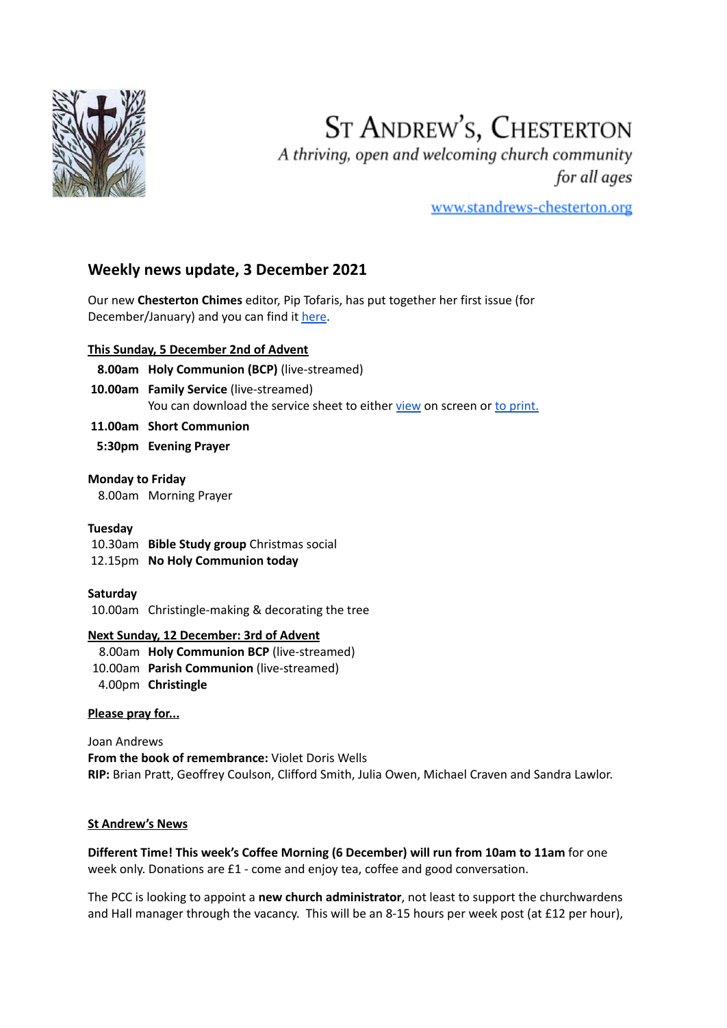# St Andrew's, Chesterton

*A thriving, open and welcoming church community for all ages*

[www.standrews-chesterton.org](www.standrews-chesterton.org)

## Weekly news update, 3 December 2021

Our new **Chesterton Chimes** editor, Pip Tofaris, has put together her first issue (for December/January) and you can find it [here](here).

**This Sunday, 5 December 2nd of Advent**

- **8.00am** **Holy Communion (BCP)** (live-streamed)
- **10.00am** **Family Service** (live-streamed)
  You can download the service sheet to either [view](view) on screen or [to print.](to print.)
- **11.00am** **Short Communion**
- **5:30pm** **Evening Prayer**

**Monday to Friday**

- 8.00am Morning Prayer

**Tuesday**

- 10.30am **Bible Study group** Christmas social
- 12.15pm **No Holy Communion today**

**Saturday**

- 10.00am Christingle-making & decorating the tree

**Next Sunday, 12 December: 3rd of Advent**

- 8.00am **Holy Communion BCP** (live-streamed)
- 10.00am **Parish Communion** (live-streamed)
- 4.00pm **Christingle**

**Please pray for...**

Joan Andrews
**From the book of remembrance:** Violet Doris Wells
**RIP:** Brian Pratt, Geoffrey Coulson, Clifford Smith, Julia Owen, Michael Craven and Sandra Lawlor.

**St Andrew's News**

**Different Time! This week's Coffee Morning (6 December) will run from 10am to 11am** for one week only. Donations are £1 - come and enjoy tea, coffee and good conversation.

The PCC is looking to appoint a **new church administrator**, not least to support the churchwardens and Hall manager through the vacancy. This will be an 8-15 hours per week post (at £12 per hour),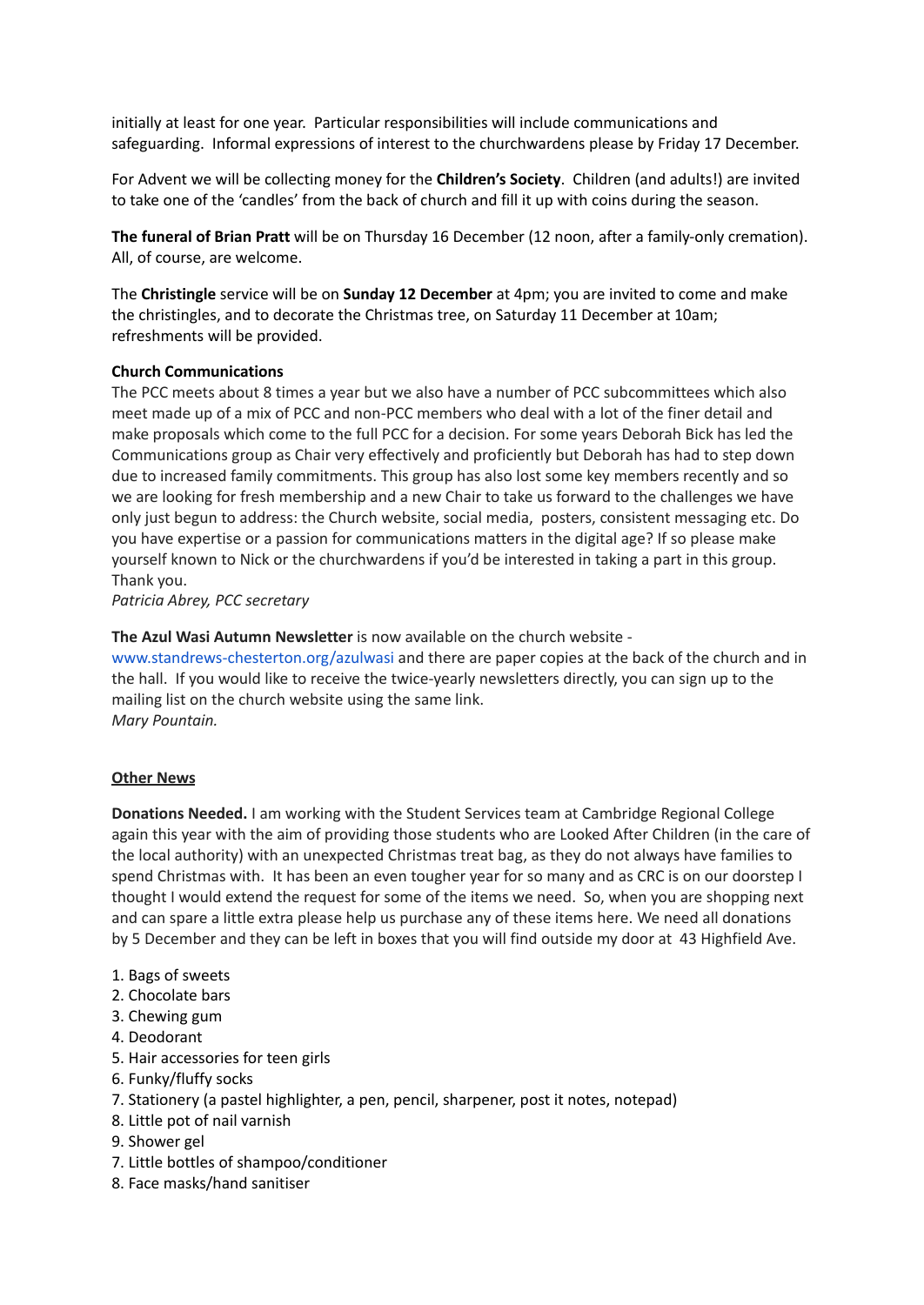initially at least for one year. Particular responsibilities will include communications and safeguarding. Informal expressions of interest to the churchwardens please by Friday 17 December.

For Advent we will be collecting money for the **Children's Society**. Children (and adults!) are invited to take one of the 'candles' from the back of church and fill it up with coins during the season.

**The funeral of Brian Pratt** will be on Thursday 16 December (12 noon, after a family-only cremation). All, of course, are welcome.

The **Christingle** service will be on **Sunday 12 December** at 4pm; you are invited to come and make the christingles, and to decorate the Christmas tree, on Saturday 11 December at 10am; refreshments will be provided.

**Church Communications**
The PCC meets about 8 times a year but we also have a number of PCC subcommittees which also meet made up of a mix of PCC and non-PCC members who deal with a lot of the finer detail and make proposals which come to the full PCC for a decision. For some years Deborah Bick has led the Communications group as Chair very effectively and proficiently but Deborah has had to step down due to increased family commitments. This group has also lost some key members recently and so we are looking for fresh membership and a new Chair to take us forward to the challenges we have only just begun to address: the Church website, social media, posters, consistent messaging etc. Do you have expertise or a passion for communications matters in the digital age? If so please make yourself known to Nick or the churchwardens if you'd be interested in taking a part in this group. Thank you.
*Patricia Abrey, PCC secretary*

**The Azul Wasi Autumn Newsletter** is now available on the church website - www.standrews-chesterton.org/azulwasi and there are paper copies at the back of the church and in the hall. If you would like to receive the twice-yearly newsletters directly, you can sign up to the mailing list on the church website using the same link.
*Mary Pountain.*

## Other News

**Donations Needed.** I am working with the Student Services team at Cambridge Regional College again this year with the aim of providing those students who are Looked After Children (in the care of the local authority) with an unexpected Christmas treat bag, as they do not always have families to spend Christmas with. It has been an even tougher year for so many and as CRC is on our doorstep I thought I would extend the request for some of the items we need. So, when you are shopping next and can spare a little extra please help us purchase any of these items here. We need all donations by 5 December and they can be left in boxes that you will find outside my door at 43 Highfield Ave.

1. Bags of sweets
2. Chocolate bars
3. Chewing gum
4. Deodorant
5. Hair accessories for teen girls
6. Funky/fluffy socks
7. Stationery (a pastel highlighter, a pen, pencil, sharpener, post it notes, notepad)
8. Little pot of nail varnish
9. Shower gel

7. Little bottles of shampoo/conditioner
8. Face masks/hand sanitiser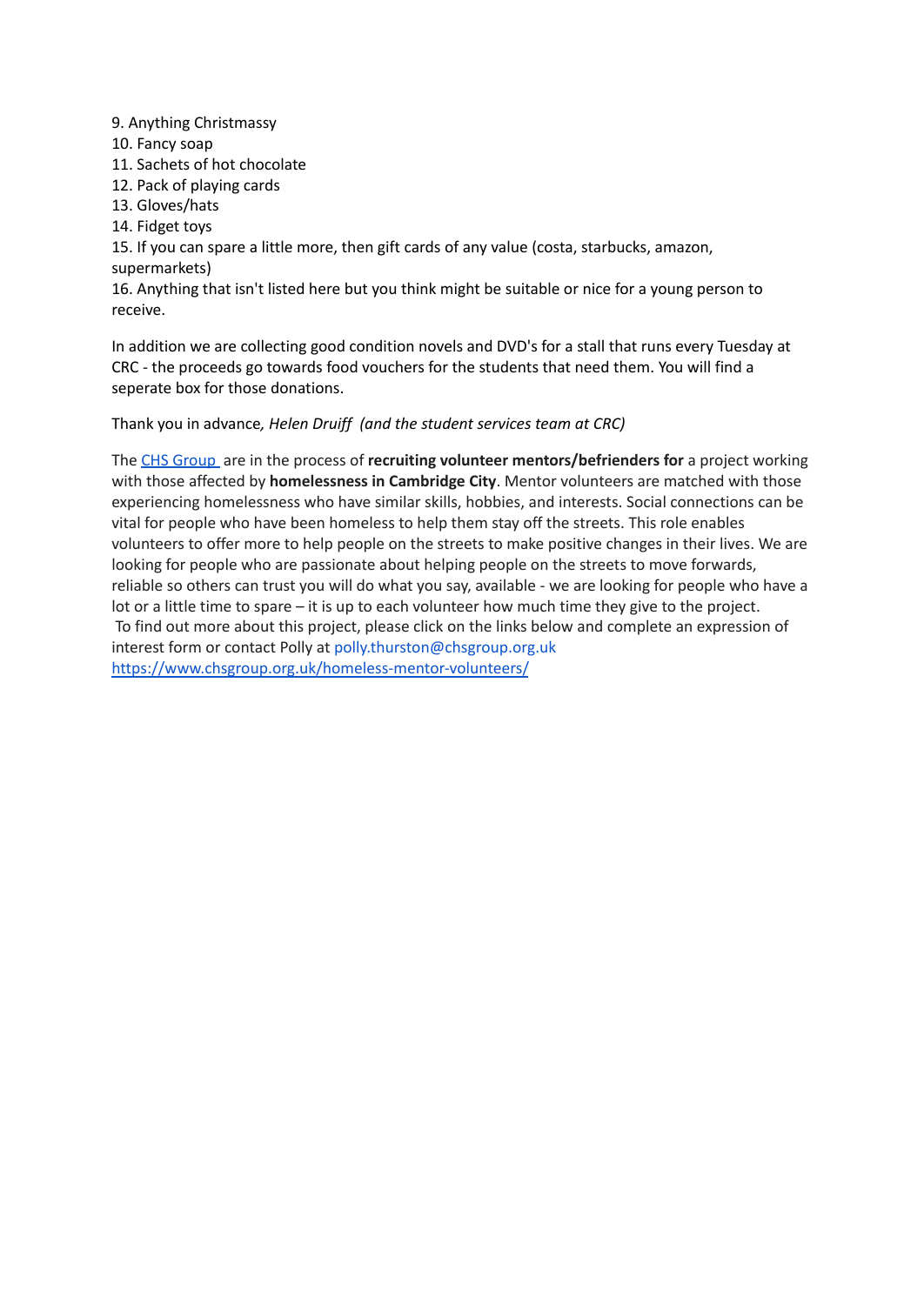9. Anything Christmassy
10. Fancy soap
11. Sachets of hot chocolate
12. Pack of playing cards
13. Gloves/hats
14. Fidget toys
15. If you can spare a little more, then gift cards of any value (costa, starbucks, amazon, supermarkets)
16. Anything that isn't listed here but you think might be suitable or nice for a young person to receive.

In addition we are collecting good condition novels and DVD's for a stall that runs every Tuesday at CRC - the proceeds go towards food vouchers for the students that need them. You will find a seperate box for those donations.

Thank you in advance*, Helen Druiff (and the student services team at CRC)*

The [CHS Group](https://www.chsgroup.org.uk) are in the process of **recruiting volunteer mentors/befrienders for** a project working with those affected by **homelessness in Cambridge City**. Mentor volunteers are matched with those experiencing homelessness who have similar skills, hobbies, and interests. Social connections can be vital for people who have been homeless to help them stay off the streets. This role enables volunteers to offer more to help people on the streets to make positive changes in their lives. We are looking for people who are passionate about helping people on the streets to move forwards, reliable so others can trust you will do what you say, available - we are looking for people who have a lot or a little time to spare – it is up to each volunteer how much time they give to the project.
To find out more about this project, please click on the links below and complete an expression of interest form or contact Polly at polly.thurston@chsgroup.org.uk
https://www.chsgroup.org.uk/homeless-mentor-volunteers/